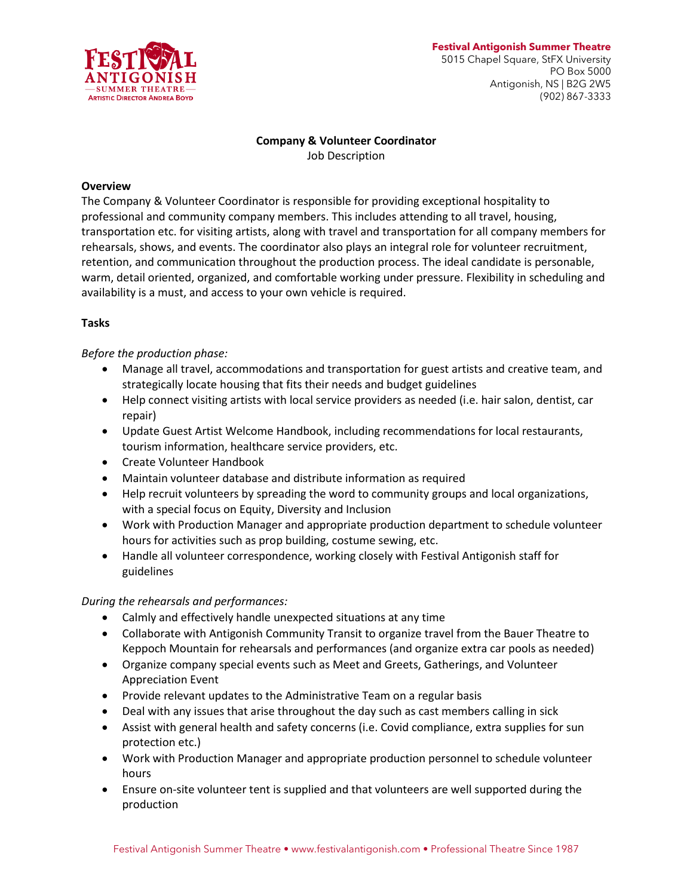**Festival Antigonish Summer Theatre**
5015 Chapel Square, StFX University
PO Box 5000
Antigonish, NS | B2G 2W5
(902) 867-3333

**Company & Volunteer Coordinator**
Job Description

**Overview**
The Company & Volunteer Coordinator is responsible for providing exceptional hospitality to professional and community company members. This includes attending to all travel, housing, transportation etc. for visiting artists, along with travel and transportation for all company members for rehearsals, shows, and events. The coordinator also plays an integral role for volunteer recruitment, retention, and communication throughout the production process. The ideal candidate is personable, warm, detail oriented, organized, and comfortable working under pressure. Flexibility in scheduling and availability is a must, and access to your own vehicle is required.

**Tasks**

*Before the production phase:*

- Manage all travel, accommodations and transportation for guest artists and creative team, and strategically locate housing that fits their needs and budget guidelines
- Help connect visiting artists with local service providers as needed (i.e. hair salon, dentist, car repair)
- Update Guest Artist Welcome Handbook, including recommendations for local restaurants, tourism information, healthcare service providers, etc.
- Create Volunteer Handbook
- Maintain volunteer database and distribute information as required
- Help recruit volunteers by spreading the word to community groups and local organizations, with a special focus on Equity, Diversity and Inclusion
- Work with Production Manager and appropriate production department to schedule volunteer hours for activities such as prop building, costume sewing, etc.
- Handle all volunteer correspondence, working closely with Festival Antigonish staff for guidelines

*During the rehearsals and performances:*

- Calmly and effectively handle unexpected situations at any time
- Collaborate with Antigonish Community Transit to organize travel from the Bauer Theatre to Keppoch Mountain for rehearsals and performances (and organize extra car pools as needed)
- Organize company special events such as Meet and Greets, Gatherings, and Volunteer Appreciation Event
- Provide relevant updates to the Administrative Team on a regular basis
- Deal with any issues that arise throughout the day such as cast members calling in sick
- Assist with general health and safety concerns (i.e. Covid compliance, extra supplies for sun protection etc.)
- Work with Production Manager and appropriate production personnel to schedule volunteer hours
- Ensure on-site volunteer tent is supplied and that volunteers are well supported during the production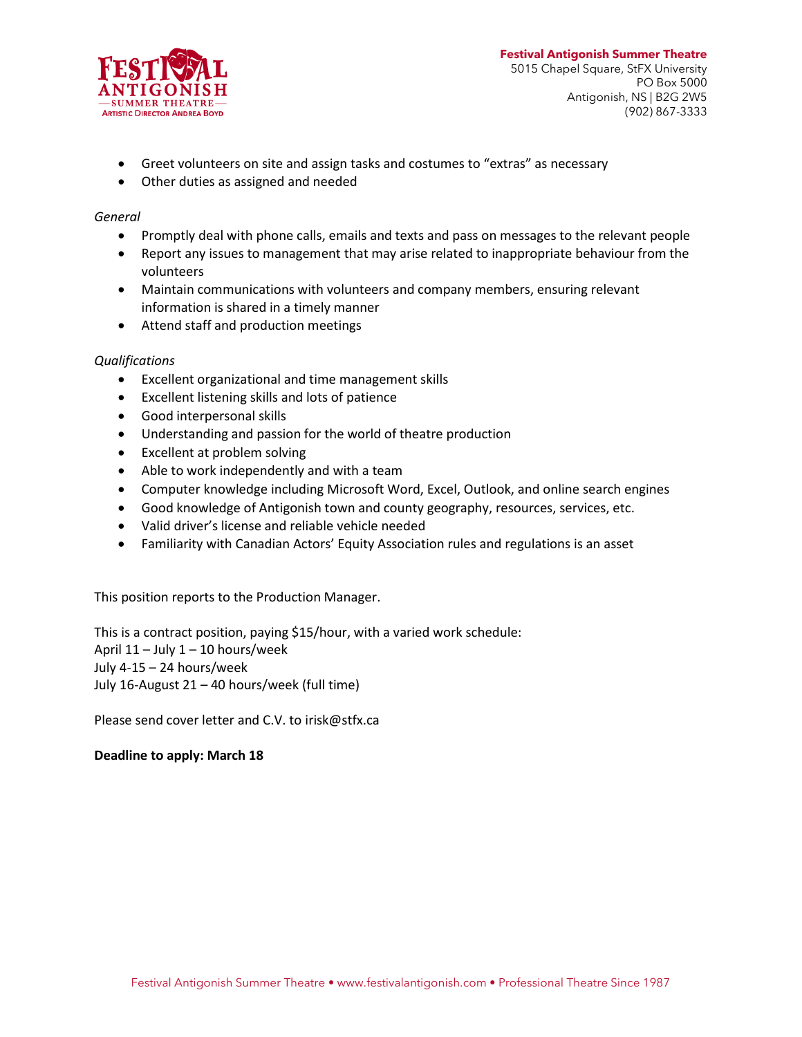- Greet volunteers on site and assign tasks and costumes to "extras" as necessary
- Other duties as assigned and needed

*General*

- Promptly deal with phone calls, emails and texts and pass on messages to the relevant people
- Report any issues to management that may arise related to inappropriate behaviour from the volunteers
- Maintain communications with volunteers and company members, ensuring relevant information is shared in a timely manner
- Attend staff and production meetings

*Qualifications*

- Excellent organizational and time management skills
- Excellent listening skills and lots of patience
- Good interpersonal skills
- Understanding and passion for the world of theatre production
- Excellent at problem solving
- Able to work independently and with a team
- Computer knowledge including Microsoft Word, Excel, Outlook, and online search engines
- Good knowledge of Antigonish town and county geography, resources, services, etc.
- Valid driver's license and reliable vehicle needed
- Familiarity with Canadian Actors' Equity Association rules and regulations is an asset

This position reports to the Production Manager.

This is a contract position, paying $15/hour, with a varied work schedule:
April 11 – July 1 – 10 hours/week
July 4-15 – 24 hours/week
July 16-August 21 – 40 hours/week (full time)

Please send cover letter and C.V. to irisk@stfx.ca

**Deadline to apply: March 18**